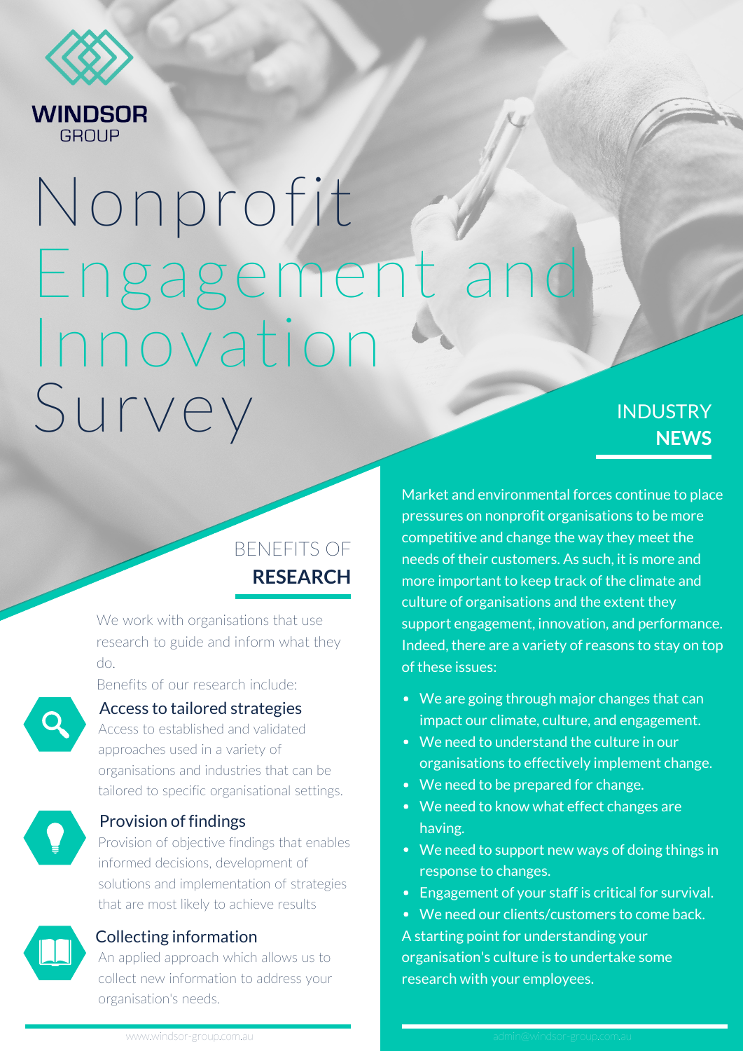WINDSOR GROUP

# Nonprofit Engagement and Innovation Survey

## BENEFITS OF RESEARCH

We work with organisations that use research to guide and inform what they do.

Benefits of our research include:

### Access to tailored strategies

Access to established and validated approaches used in a variety of organisations and industries that can be tailored to specific organisational settings.

### Provision of findings

Provision of objective findings that enables informed decisions, development of solutions and implementation of strategies that are most likely to achieve results

### Collecting information

An applied approach which allows us to collect new information to address your organisation's needs.

## INDUSTRY NEWS

Market and environmental forces continue to place pressures on nonprofit organisations to be more competitive and change the way they meet the needs of their customers. As such, it is more and more important to keep track of the climate and culture of organisations and the extent they support engagement, innovation, and performance. Indeed, there are a variety of reasons to stay on top of these issues:

- We are going through major changes that can impact our climate, culture, and engagement.
- We need to understand the culture in our organisations to effectively implement change.
- We need to be prepared for change.
- We need to know what effect changes are having.
- We need to support new ways of doing things in response to changes.
- Engagement of your staff is critical for survival.
- We need our clients/customers to come back.

A starting point for understanding your organisation's culture is to undertake some research with your employees.

www.windsor-group.com.au

admin@windsor-group.com.au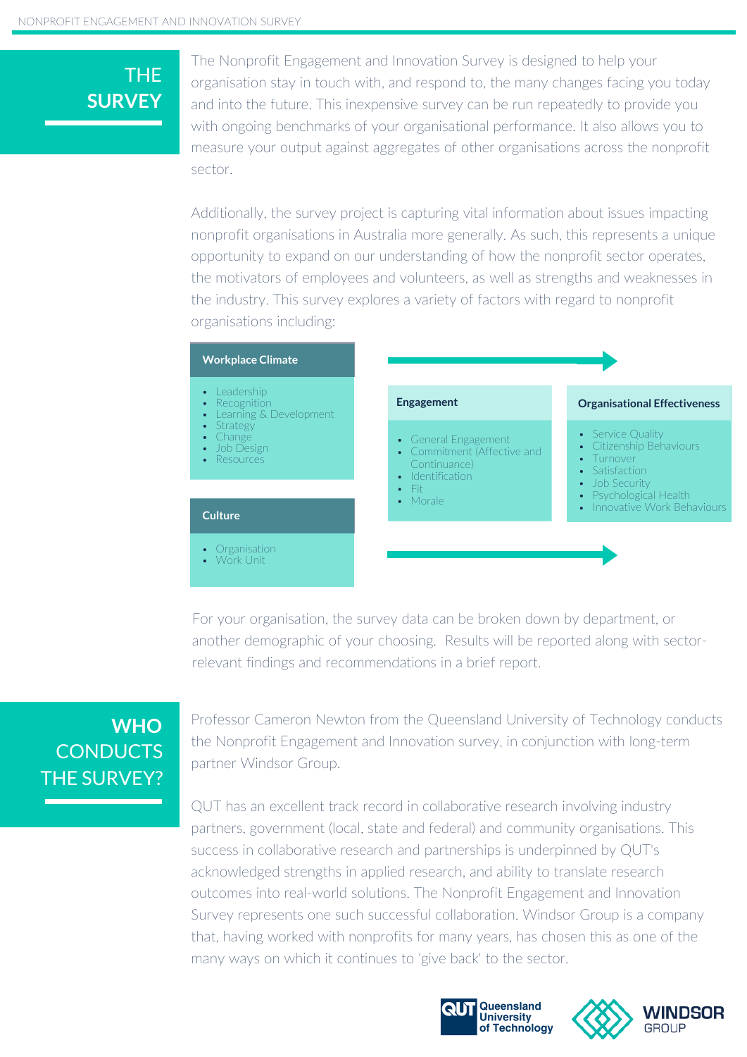## THE SURVEY

The Nonprofit Engagement and Innovation Survey is designed to help your organisation stay in touch with, and respond to, the many changes facing you today and into the future. This inexpensive survey can be run repeatedly to provide you with ongoing benchmarks of your organisational performance. It also allows you to measure your output against aggregates of other organisations across the nonprofit sector.

Additionally, the survey project is capturing vital information about issues impacting nonprofit organisations in Australia more generally. As such, this represents a unique opportunity to expand on our understanding of how the nonprofit sector operates, the motivators of employees and volunteers, as well as strengths and weaknesses in the industry. This survey explores a variety of factors with regard to nonprofit organisations including:

**Workplace Climate**

- Leadership
- Recognition
- Learning & Development
- Strategy
- Change
- Job Design
- Resources

**Culture**

- Organisation
- Work Unit

**Engagement**

- General Engagement
- Commitment (Affective and Continuance)
- Identification
- Fit
- Morale

**Organisational Effectiveness**

- Service Quality
- Citizenship Behaviours
- Turnover
- Satisfaction
- Job Security
- Psychological Health
- Innovative Work Behaviours

For your organisation, the survey data can be broken down by department, or another demographic of your choosing. Results will be reported along with sector-relevant findings and recommendations in a brief report.

## WHO CONDUCTS THE SURVEY?

Professor Cameron Newton from the Queensland University of Technology conducts the Nonprofit Engagement and Innovation survey, in conjunction with long-term partner Windsor Group.

QUT has an excellent track record in collaborative research involving industry partners, government (local, state and federal) and community organisations. This success in collaborative research and partnerships is underpinned by QUT's acknowledged strengths in applied research, and ability to translate research outcomes into real-world solutions. The Nonprofit Engagement and Innovation Survey represents one such successful collaboration. Windsor Group is a company that, having worked with nonprofits for many years, has chosen this as one of the many ways on which it continues to 'give back' to the sector.

QUT Queensland University of Technology

WINDSOR GROUP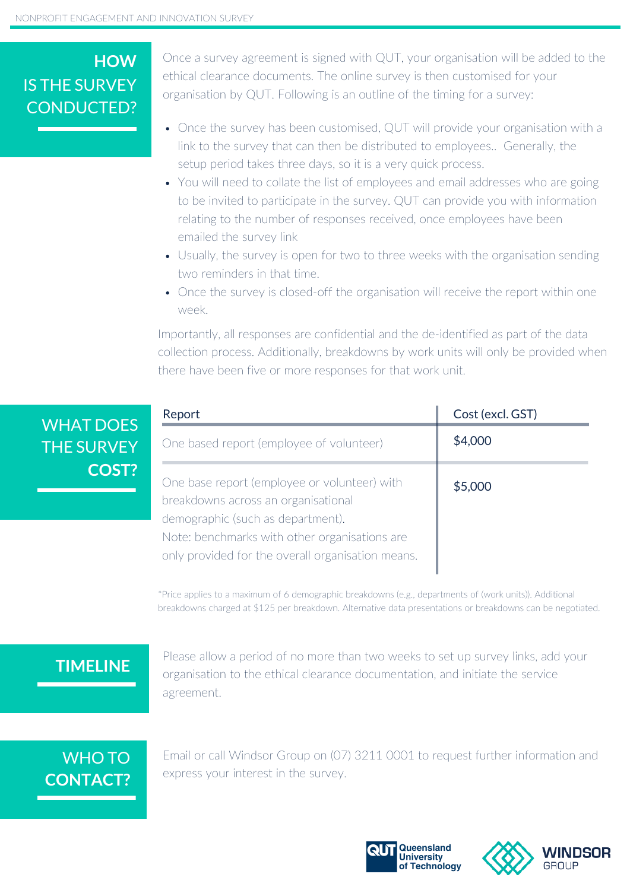## HOW IS THE SURVEY CONDUCTED?

Once a survey agreement is signed with QUT, your organisation will be added to the ethical clearance documents. The online survey is then customised for your organisation by QUT. Following is an outline of the timing for a survey:

- Once the survey has been customised, QUT will provide your organisation with a link to the survey that can then be distributed to employees.. Generally, the setup period takes three days, so it is a very quick process.
- You will need to collate the list of employees and email addresses who are going to be invited to participate in the survey. QUT can provide you with information relating to the number of responses received, once employees have been emailed the survey link
- Usually, the survey is open for two to three weeks with the organisation sending two reminders in that time.
- Once the survey is closed-off the organisation will receive the report within one week.

Importantly, all responses are confidential and the de-identified as part of the data collection process. Additionally, breakdowns by work units will only be provided when there have been five or more responses for that work unit.

## WHAT DOES THE SURVEY COST?

| Report | Cost (excl. GST) |
|---|---|
| One based report (employee of volunteer) | $4,000 |
| One base report (employee or volunteer) with breakdowns across an organisational demographic (such as department). Note: benchmarks with other organisations are only provided for the overall organisation means. | $5,000 |

*Price applies to a maximum of 6 demographic breakdowns (e.g., departments of (work units)). Additional breakdowns charged at $125 per breakdown. Alternative data presentations or breakdowns can be negotiated.

## TIMELINE

Please allow a period of no more than two weeks to set up survey links, add your organisation to the ethical clearance documentation, and initiate the service agreement.

## WHO TO CONTACT?

Email or call Windsor Group on (07) 3211 0001 to request further information and express your interest in the survey.

QUT Queensland University of Technology

WINDSOR GROUP